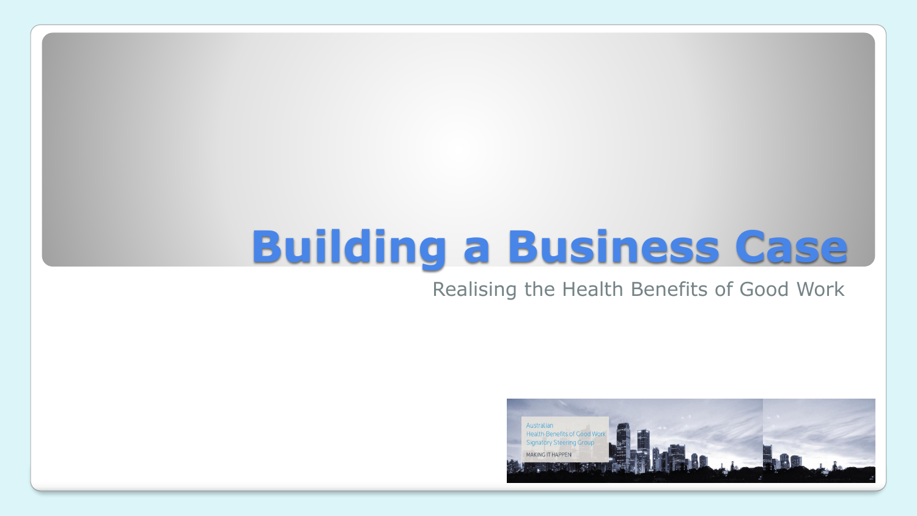# Building a Business Case

Realising the Health Benefits of Good Work

Australian
Health Benefits of Good Work
Signatory Steering Group

MAKING IT HAPPEN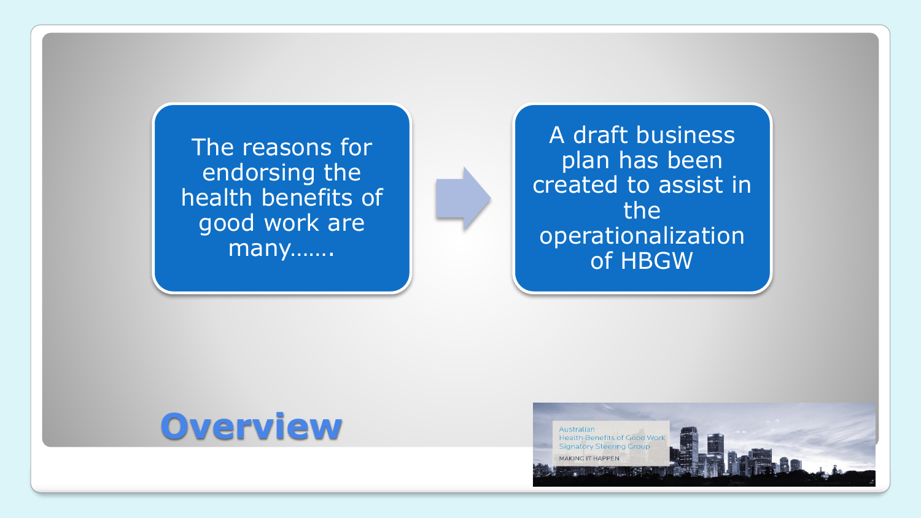# Overview

The reasons for endorsing the health benefits of good work are many…….

A draft business plan has been created to assist in the operationalization of HBGW

Australian
Health Benefits of Good Work
Signatory Steering Group
MAKING IT HAPPEN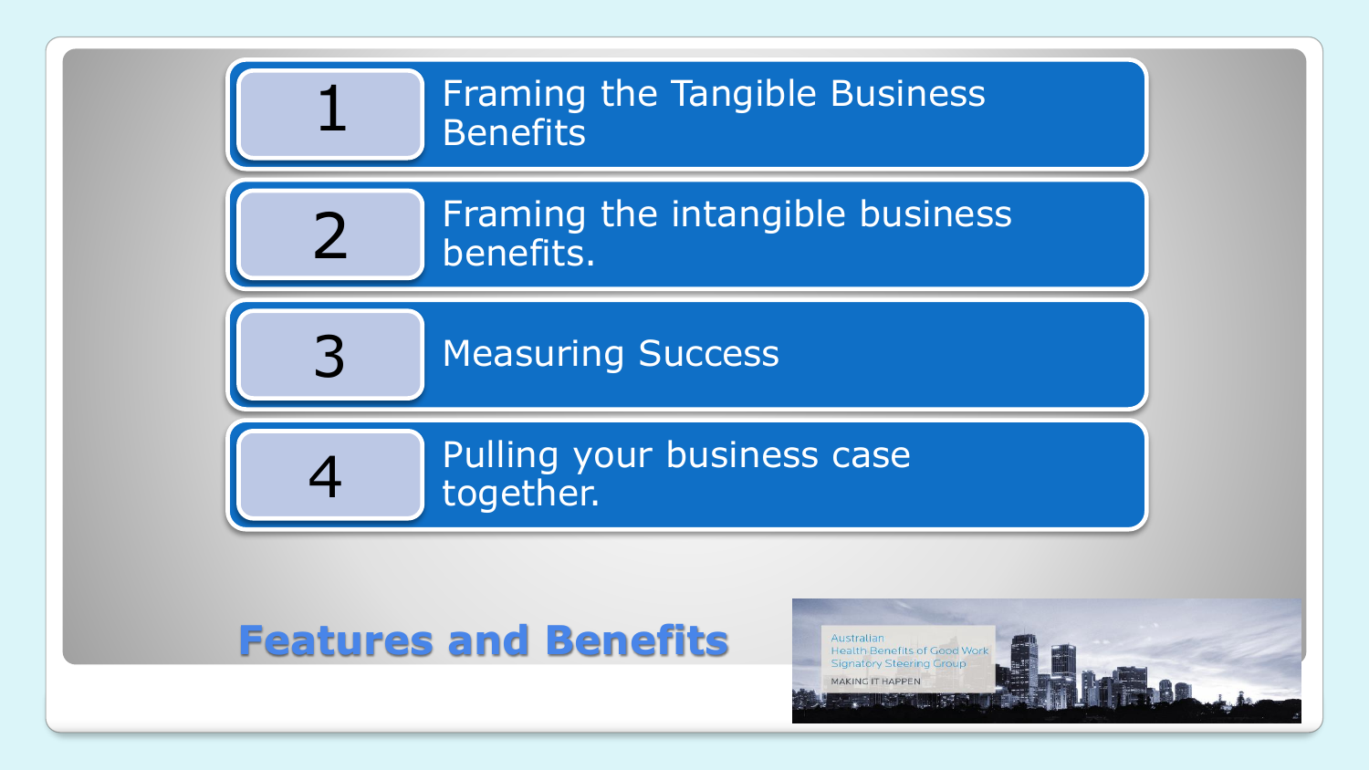1. Framing the Tangible Business Benefits
2. Framing the intangible business benefits.
3. Measuring Success
4. Pulling your business case together.

## Features and Benefits

Australian Health Benefits of Good Work Signatory Steering Group

MAKING IT HAPPEN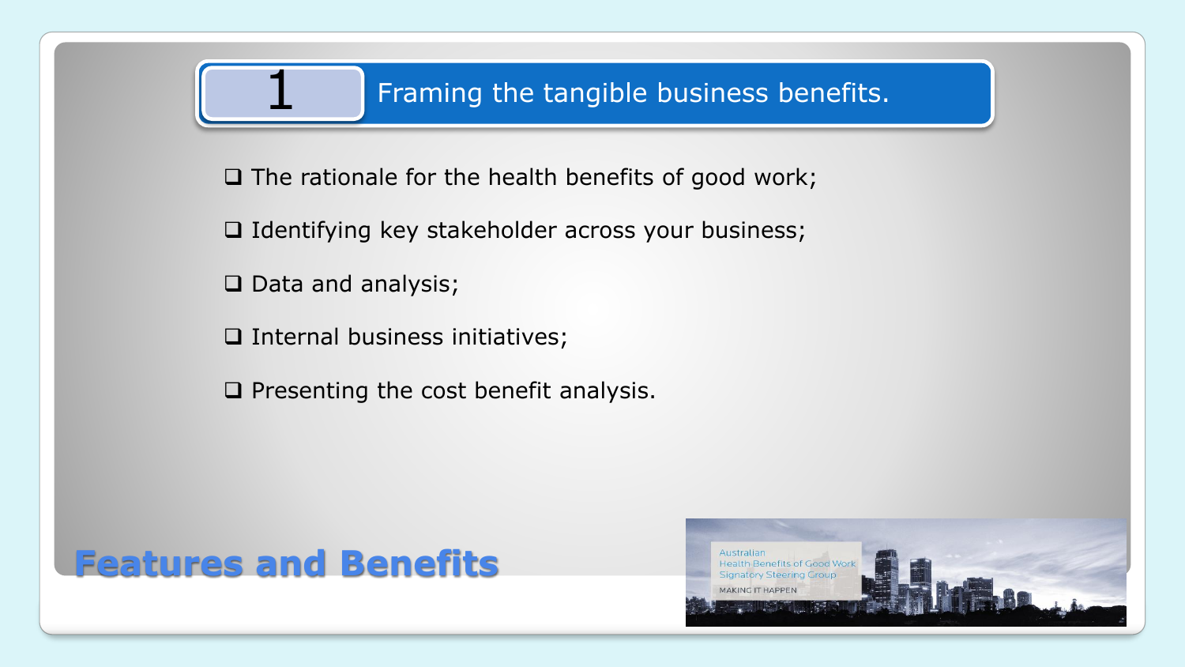# 1 Framing the tangible business benefits.

- The rationale for the health benefits of good work;
- Identifying key stakeholder across your business;
- Data and analysis;
- Internal business initiatives;
- Presenting the cost benefit analysis.

## Features and Benefits

Australian
Health Benefits of Good Work
Signatory Steering Group
MAKING IT HAPPEN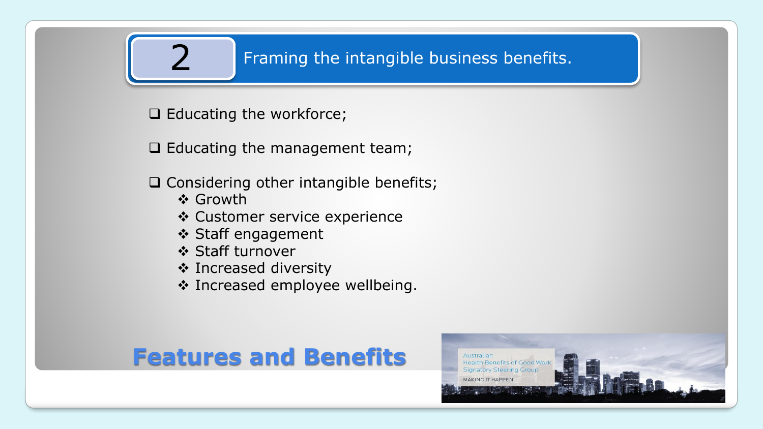## 2 Framing the intangible business benefits.

- Educating the workforce;
- Educating the management team;
- Considering other intangible benefits;
    - Growth
    - Customer service experience
    - Staff engagement
    - Staff turnover
    - Increased diversity
    - Increased employee wellbeing.

**Features and Benefits**

Australian Health Benefits of Good Work Signatory Steering Group

MAKING IT HAPPEN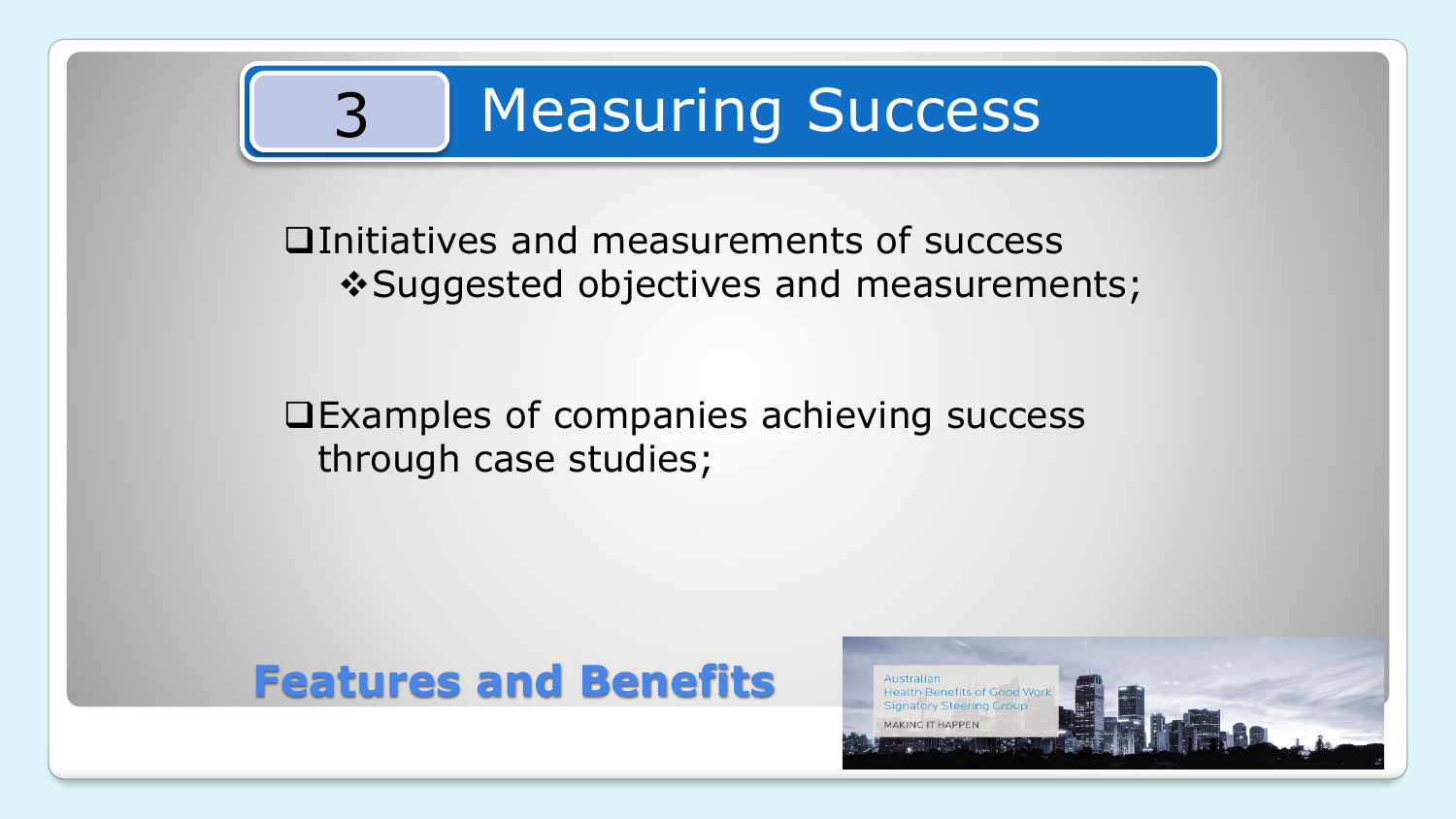# 3 Measuring Success

- Initiatives and measurements of success
  - Suggested objectives and measurements;

- Examples of companies achieving success through case studies;

**Features and Benefits**

Australian
Health Benefits of Good Work
Signatory Steering Group
MAKING IT HAPPEN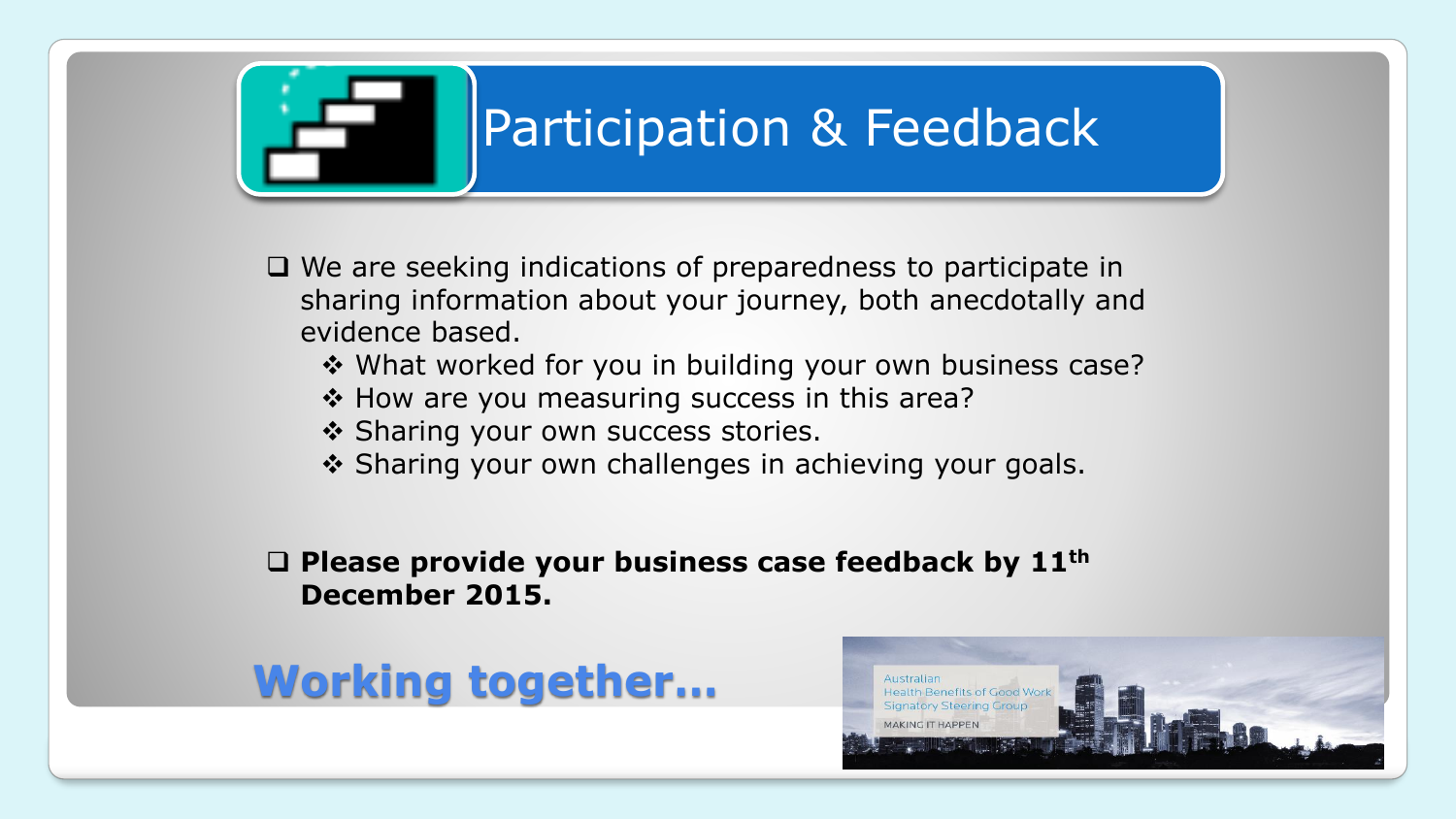# Participation & Feedback

- We are seeking indications of preparedness to participate in sharing information about your journey, both anecdotally and evidence based.
  - What worked for you in building your own business case?
  - How are you measuring success in this area?
  - Sharing your own success stories.
  - Sharing your own challenges in achieving your goals.

- **Please provide your business case feedback by 11th December 2015.**

**Working together…**

Australian
Health Benefits of Good Work
Signatory Steering Group
MAKING IT HAPPEN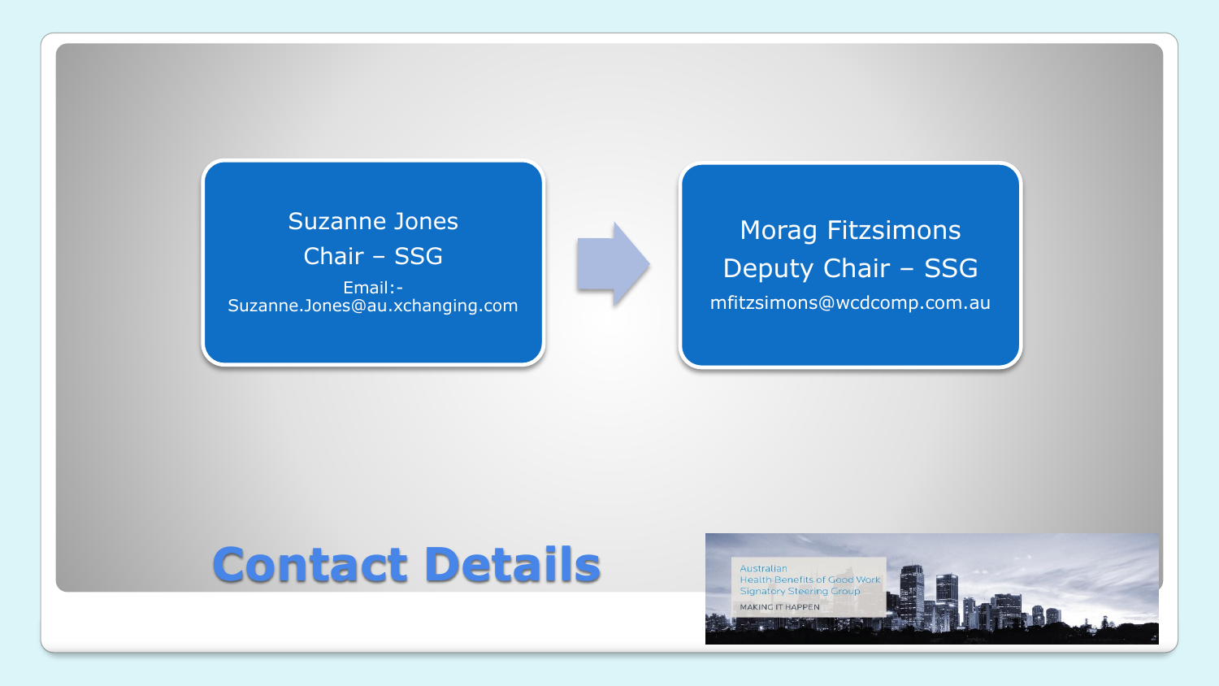# Contact Details

Suzanne Jones

Chair – SSG

Email:-
Suzanne.Jones@au.xchanging.com

Morag Fitzsimons

Deputy Chair – SSG

mfitzsimons@wcdcomp.com.au

Australian
Health Benefits of Good Work
Signatory Steering Group

MAKING IT HAPPEN